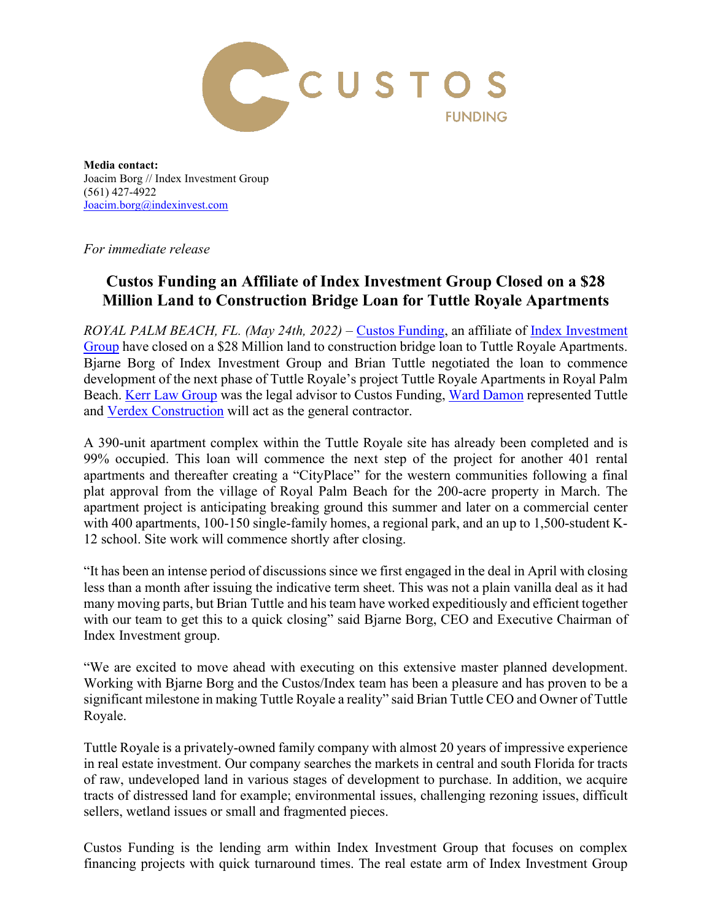CUSTOS FUNDING

**Media contact:**
Joacim Borg // Index Investment Group
(561) 427-4922
Joacim.borg@indexinvest.com

*For immediate release*

# Custos Funding an Affiliate of Index Investment Group Closed on a $28 Million Land to Construction Bridge Loan for Tuttle Royale Apartments

*ROYAL PALM BEACH, FL. (May 24th, 2022)* – Custos Funding, an affiliate of Index Investment Group have closed on a $28 Million land to construction bridge loan to Tuttle Royale Apartments. Bjarne Borg of Index Investment Group and Brian Tuttle negotiated the loan to commence development of the next phase of Tuttle Royale's project Tuttle Royale Apartments in Royal Palm Beach. Kerr Law Group was the legal advisor to Custos Funding, Ward Damon represented Tuttle and Verdex Construction will act as the general contractor.

A 390-unit apartment complex within the Tuttle Royale site has already been completed and is 99% occupied. This loan will commence the next step of the project for another 401 rental apartments and thereafter creating a "CityPlace" for the western communities following a final plat approval from the village of Royal Palm Beach for the 200-acre property in March. The apartment project is anticipating breaking ground this summer and later on a commercial center with 400 apartments, 100-150 single-family homes, a regional park, and an up to 1,500-student K-12 school. Site work will commence shortly after closing.

"It has been an intense period of discussions since we first engaged in the deal in April with closing less than a month after issuing the indicative term sheet. This was not a plain vanilla deal as it had many moving parts, but Brian Tuttle and his team have worked expeditiously and efficient together with our team to get this to a quick closing" said Bjarne Borg, CEO and Executive Chairman of Index Investment group.

"We are excited to move ahead with executing on this extensive master planned development. Working with Bjarne Borg and the Custos/Index team has been a pleasure and has proven to be a significant milestone in making Tuttle Royale a reality" said Brian Tuttle CEO and Owner of Tuttle Royale.

Tuttle Royale is a privately-owned family company with almost 20 years of impressive experience in real estate investment. Our company searches the markets in central and south Florida for tracts of raw, undeveloped land in various stages of development to purchase. In addition, we acquire tracts of distressed land for example; environmental issues, challenging rezoning issues, difficult sellers, wetland issues or small and fragmented pieces.

Custos Funding is the lending arm within Index Investment Group that focuses on complex financing projects with quick turnaround times. The real estate arm of Index Investment Group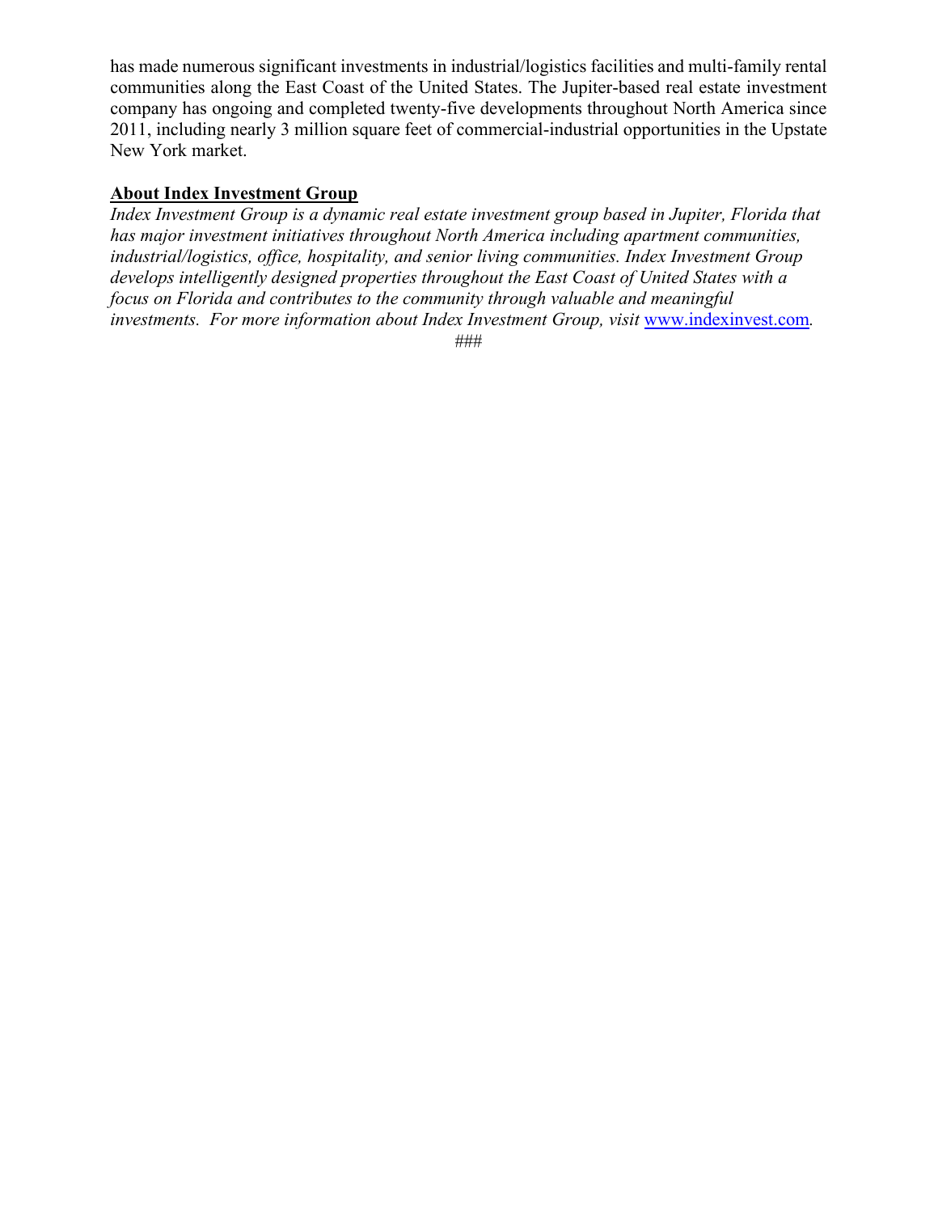has made numerous significant investments in industrial/logistics facilities and multi-family rental communities along the East Coast of the United States. The Jupiter-based real estate investment company has ongoing and completed twenty-five developments throughout North America since 2011, including nearly 3 million square feet of commercial-industrial opportunities in the Upstate New York market.

**About Index Investment Group**

*Index Investment Group is a dynamic real estate investment group based in Jupiter, Florida that has major investment initiatives throughout North America including apartment communities, industrial/logistics, office, hospitality, and senior living communities. Index Investment Group develops intelligently designed properties throughout the East Coast of United States with a focus on Florida and contributes to the community through valuable and meaningful investments. For more information about Index Investment Group, visit* www.indexinvest.com*.*

###